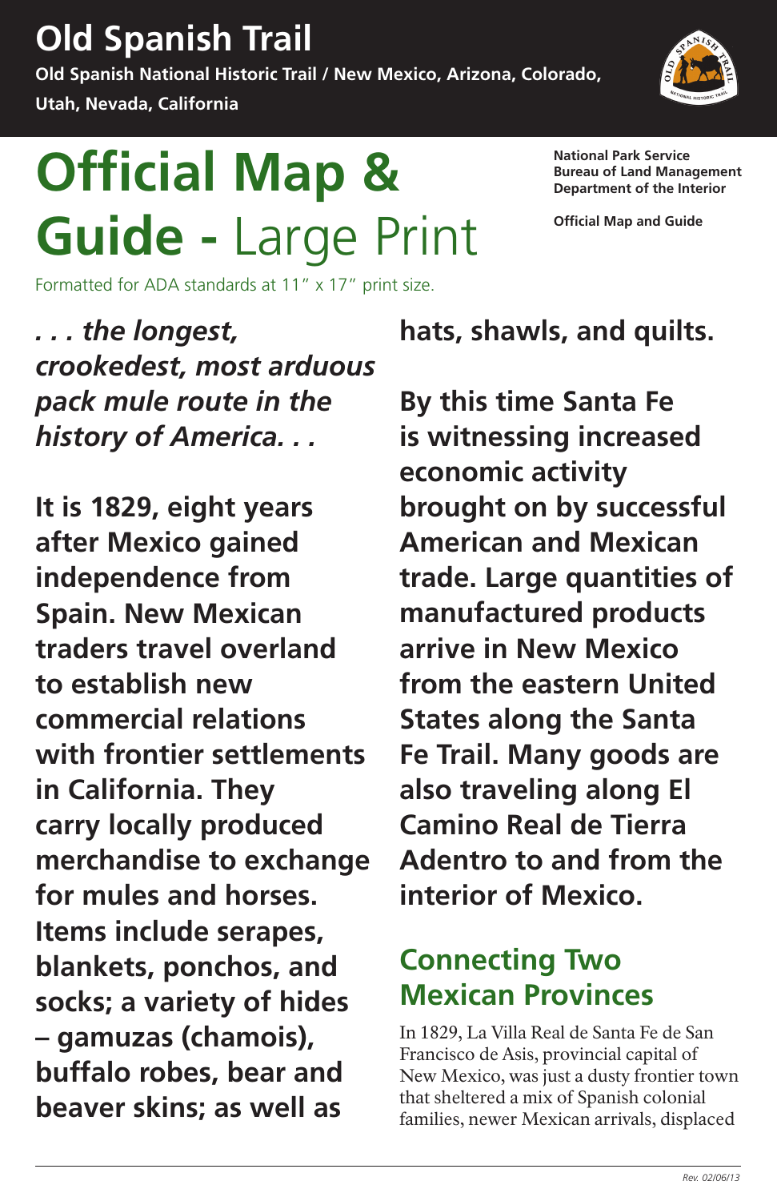# Old Spanish Trail

**Old Spanish National Historic Trail / New Mexico, Arizona, Colorado, Utah, Nevada, California**

**National Park Service**
**Bureau of Land Management**
**Department of the Interior**

**Official Map and Guide**

# Official Map & Guide - Large Print

Formatted for ADA standards at 11" x 17" print size.

***. . . the longest, crookedest, most arduous pack mule route in the history of America. . .***

**It is 1829, eight years after Mexico gained independence from Spain. New Mexican traders travel overland to establish new commercial relations with frontier settlements in California. They carry locally produced merchandise to exchange for mules and horses. Items include serapes, blankets, ponchos, and socks; a variety of hides – gamuzas (chamois), buffalo robes, bear and beaver skins; as well as hats, shawls, and quilts.**

**By this time Santa Fe is witnessing increased economic activity brought on by successful American and Mexican trade. Large quantities of manufactured products arrive in New Mexico from the eastern United States along the Santa Fe Trail. Many goods are also traveling along El Camino Real de Tierra Adentro to and from the interior of Mexico.**

## Connecting Two Mexican Provinces

In 1829, La Villa Real de Santa Fe de San Francisco de Asis, provincial capital of New Mexico, was just a dusty frontier town that sheltered a mix of Spanish colonial families, newer Mexican arrivals, displaced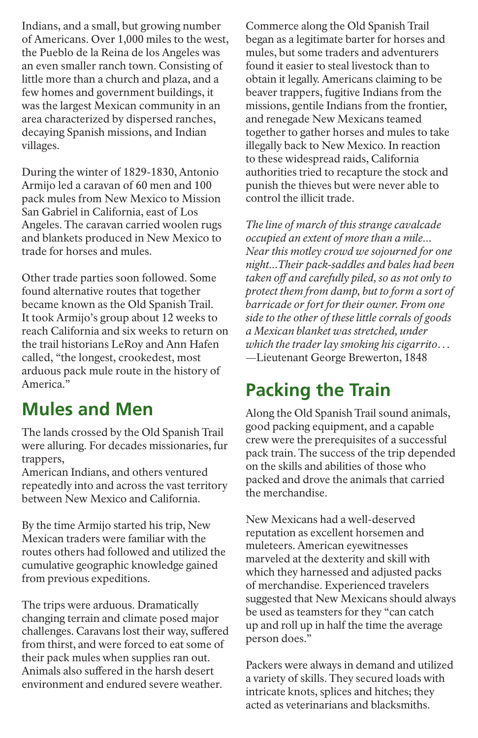Indians, and a small, but growing number of Americans. Over 1,000 miles to the west, the Pueblo de la Reina de los Angeles was an even smaller ranch town. Consisting of little more than a church and plaza, and a few homes and government buildings, it was the largest Mexican community in an area characterized by dispersed ranches, decaying Spanish missions, and Indian villages.

During the winter of 1829-1830, Antonio Armijo led a caravan of 60 men and 100 pack mules from New Mexico to Mission San Gabriel in California, east of Los Angeles. The caravan carried woolen rugs and blankets produced in New Mexico to trade for horses and mules.

Other trade parties soon followed. Some found alternative routes that together became known as the Old Spanish Trail. It took Armijo's group about 12 weeks to reach California and six weeks to return on the trail historians LeRoy and Ann Hafen called, "the longest, crookedest, most arduous pack mule route in the history of America."

## Mules and Men

The lands crossed by the Old Spanish Trail were alluring. For decades missionaries, fur trappers,
American Indians, and others ventured repeatedly into and across the vast territory between New Mexico and California.

By the time Armijo started his trip, New Mexican traders were familiar with the routes others had followed and utilized the cumulative geographic knowledge gained from previous expeditions.

The trips were arduous. Dramatically changing terrain and climate posed major challenges. Caravans lost their way, suffered from thirst, and were forced to eat some of their pack mules when supplies ran out. Animals also suffered in the harsh desert environment and endured severe weather.

Commerce along the Old Spanish Trail began as a legitimate barter for horses and mules, but some traders and adventurers found it easier to steal livestock than to obtain it legally. Americans claiming to be beaver trappers, fugitive Indians from the missions, gentile Indians from the frontier, and renegade New Mexicans teamed together to gather horses and mules to take illegally back to New Mexico. In reaction to these widespread raids, California authorities tried to recapture the stock and punish the thieves but were never able to control the illicit trade.

*The line of march of this strange cavalcade occupied an extent of more than a mile... Near this motley crowd we sojourned for one night...Their pack-saddles and bales had been taken off and carefully piled, so as not only to protect them from damp, but to form a sort of barricade or fort for their owner. From one side to the other of these little corrals of goods a Mexican blanket was stretched, under which the trader lay smoking his cigarrito…*
—Lieutenant George Brewerton, 1848

## Packing the Train

Along the Old Spanish Trail sound animals, good packing equipment, and a capable crew were the prerequisites of a successful pack train. The success of the trip depended on the skills and abilities of those who packed and drove the animals that carried the merchandise.

New Mexicans had a well-deserved reputation as excellent horsemen and muleteers. American eyewitnesses marveled at the dexterity and skill with which they harnessed and adjusted packs of merchandise. Experienced travelers suggested that New Mexicans should always be used as teamsters for they "can catch up and roll up in half the time the average person does."

Packers were always in demand and utilized a variety of skills. They secured loads with intricate knots, splices and hitches; they acted as veterinarians and blacksmiths.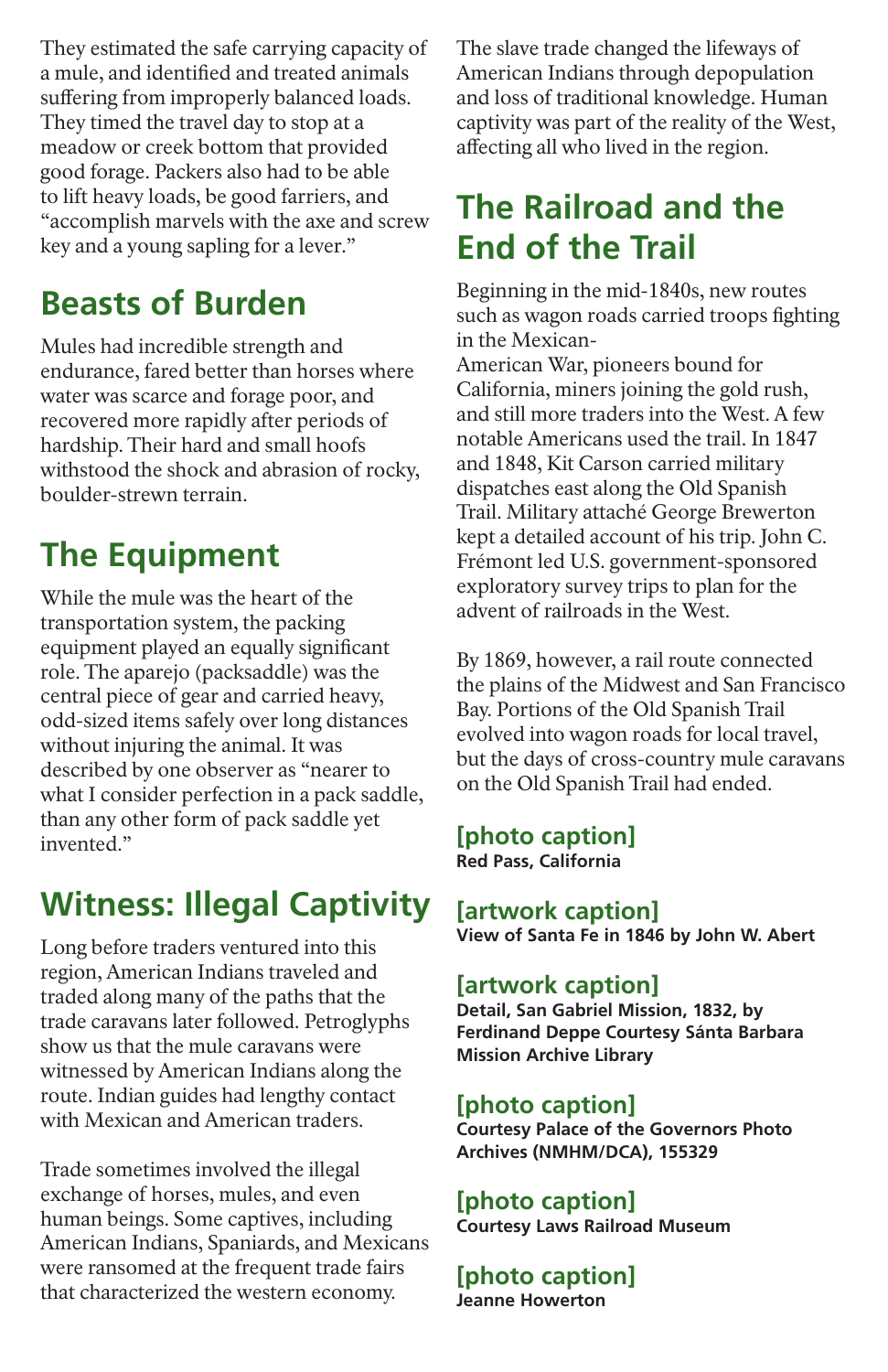They estimated the safe carrying capacity of a mule, and identified and treated animals suffering from improperly balanced loads. They timed the travel day to stop at a meadow or creek bottom that provided good forage. Packers also had to be able to lift heavy loads, be good farriers, and "accomplish marvels with the axe and screw key and a young sapling for a lever."

## Beasts of Burden

Mules had incredible strength and endurance, fared better than horses where water was scarce and forage poor, and recovered more rapidly after periods of hardship. Their hard and small hoofs withstood the shock and abrasion of rocky, boulder-strewn terrain.

## The Equipment

While the mule was the heart of the transportation system, the packing equipment played an equally significant role. The aparejo (packsaddle) was the central piece of gear and carried heavy, odd-sized items safely over long distances without injuring the animal. It was described by one observer as "nearer to what I consider perfection in a pack saddle, than any other form of pack saddle yet invented."

## Witness: Illegal Captivity

Long before traders ventured into this region, American Indians traveled and traded along many of the paths that the trade caravans later followed. Petroglyphs show us that the mule caravans were witnessed by American Indians along the route. Indian guides had lengthy contact with Mexican and American traders.

Trade sometimes involved the illegal exchange of horses, mules, and even human beings. Some captives, including American Indians, Spaniards, and Mexicans were ransomed at the frequent trade fairs that characterized the western economy.

The slave trade changed the lifeways of American Indians through depopulation and loss of traditional knowledge. Human captivity was part of the reality of the West, affecting all who lived in the region.

## The Railroad and the End of the Trail

Beginning in the mid-1840s, new routes such as wagon roads carried troops fighting in the Mexican-American War, pioneers bound for California, miners joining the gold rush, and still more traders into the West. A few notable Americans used the trail. In 1847 and 1848, Kit Carson carried military dispatches east along the Old Spanish Trail. Military attaché George Brewerton kept a detailed account of his trip. John C. Frémont led U.S. government-sponsored exploratory survey trips to plan for the advent of railroads in the West.

By 1869, however, a rail route connected the plains of the Midwest and San Francisco Bay. Portions of the Old Spanish Trail evolved into wagon roads for local travel, but the days of cross-country mule caravans on the Old Spanish Trail had ended.

**[photo caption]**
**Red Pass, California**

**[artwork caption]**
**View of Santa Fe in 1846 by John W. Abert**

**[artwork caption]**
**Detail, San Gabriel Mission, 1832, by Ferdinand Deppe Courtesy Sánta Barbara Mission Archive Library**

**[photo caption]**
**Courtesy Palace of the Governors Photo Archives (NMHM/DCA), 155329**

**[photo caption]**
**Courtesy Laws Railroad Museum**

**[photo caption]**
**Jeanne Howerton**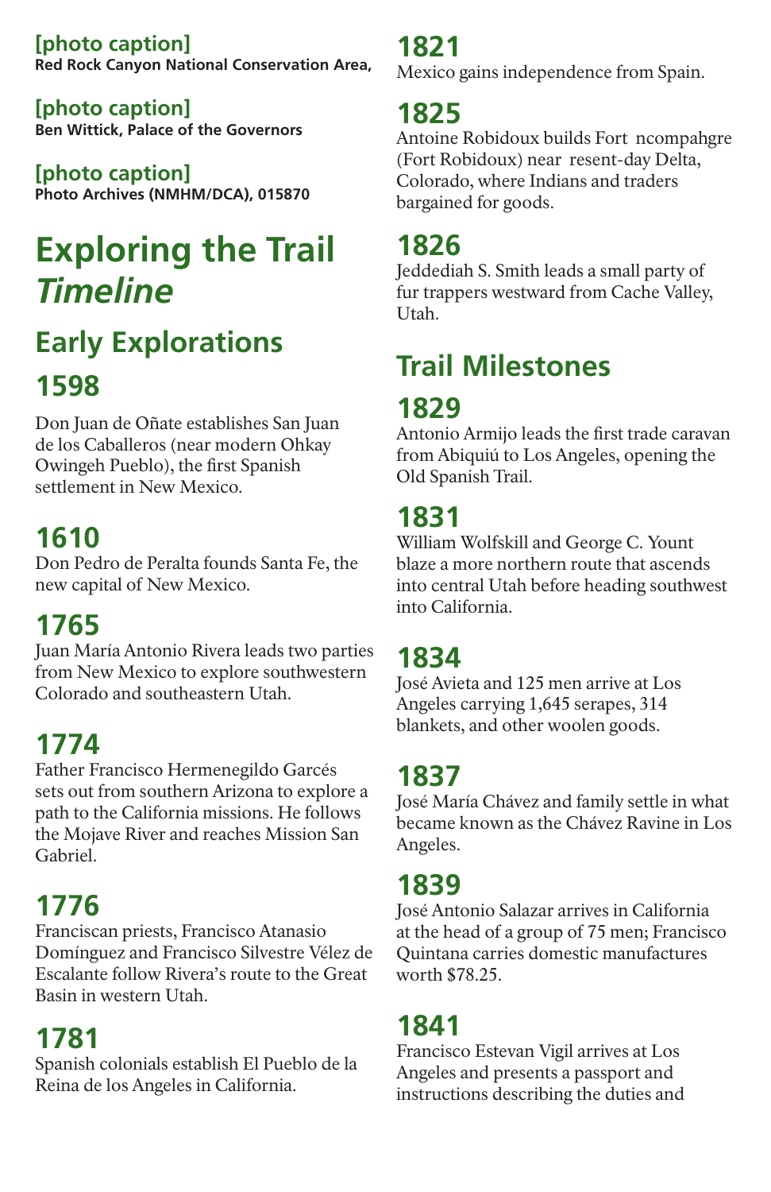**[photo caption]**
**Red Rock Canyon National Conservation Area,**

**[photo caption]**
**Ben Wittick, Palace of the Governors**

**[photo caption]**
**Photo Archives (NMHM/DCA), 015870**

# Exploring the Trail *Timeline*

## Early Explorations

### 1598

Don Juan de Oñate establishes San Juan de los Caballeros (near modern Ohkay Owingeh Pueblo), the first Spanish settlement in New Mexico.

### 1610

Don Pedro de Peralta founds Santa Fe, the new capital of New Mexico.

### 1765

Juan María Antonio Rivera leads two parties from New Mexico to explore southwestern Colorado and southeastern Utah.

### 1774

Father Francisco Hermenegildo Garcés sets out from southern Arizona to explore a path to the California missions. He follows the Mojave River and reaches Mission San Gabriel.

### 1776

Franciscan priests, Francisco Atanasio Domínguez and Francisco Silvestre Vélez de Escalante follow Rivera's route to the Great Basin in western Utah.

### 1781

Spanish colonials establish El Pueblo de la Reina de los Angeles in California.

### 1821

Mexico gains independence from Spain.

### 1825

Antoine Robidoux builds Fort ncompahgre (Fort Robidoux) near resent-day Delta, Colorado, where Indians and traders bargained for goods.

### 1826

Jeddediah S. Smith leads a small party of fur trappers westward from Cache Valley, Utah.

## Trail Milestones

### 1829

Antonio Armijo leads the first trade caravan from Abiquiú to Los Angeles, opening the Old Spanish Trail.

### 1831

William Wolfskill and George C. Yount blaze a more northern route that ascends into central Utah before heading southwest into California.

### 1834

José Avieta and 125 men arrive at Los Angeles carrying 1,645 serapes, 314 blankets, and other woolen goods.

### 1837

José María Chávez and family settle in what became known as the Chávez Ravine in Los Angeles.

### 1839

José Antonio Salazar arrives in California at the head of a group of 75 men; Francisco Quintana carries domestic manufactures worth $78.25.

### 1841

Francisco Estevan Vigil arrives at Los Angeles and presents a passport and instructions describing the duties and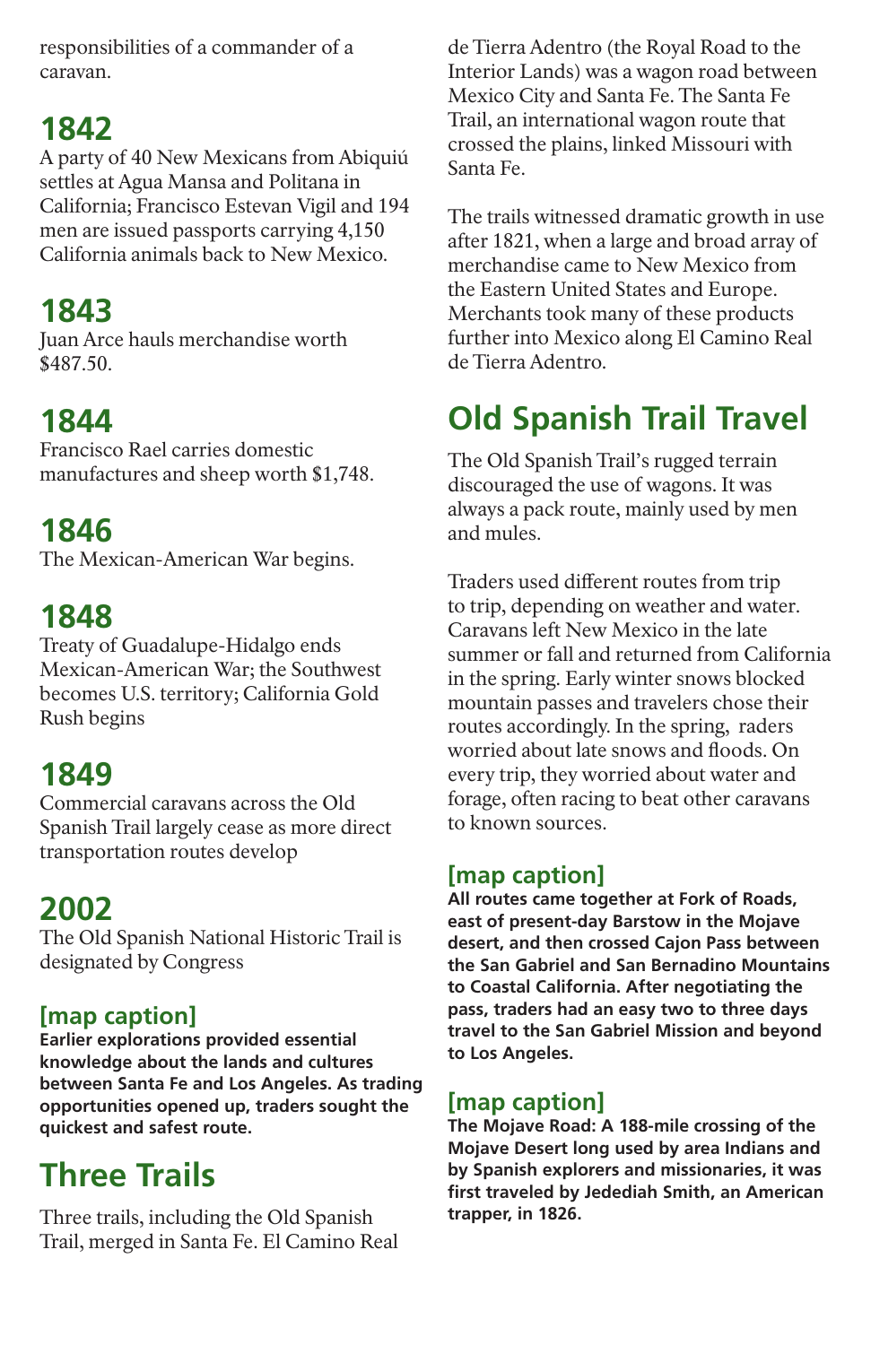responsibilities of a commander of a caravan.

## 1842

A party of 40 New Mexicans from Abiquiú settles at Agua Mansa and Politana in California; Francisco Estevan Vigil and 194 men are issued passports carrying 4,150 California animals back to New Mexico.

## 1843

Juan Arce hauls merchandise worth $487.50.

## 1844

Francisco Rael carries domestic manufactures and sheep worth $1,748.

## 1846

The Mexican-American War begins.

## 1848

Treaty of Guadalupe-Hidalgo ends Mexican-American War; the Southwest becomes U.S. territory; California Gold Rush begins

## 1849

Commercial caravans across the Old Spanish Trail largely cease as more direct transportation routes develop

## 2002

The Old Spanish National Historic Trail is designated by Congress

### [map caption]

**Earlier explorations provided essential knowledge about the lands and cultures between Santa Fe and Los Angeles. As trading opportunities opened up, traders sought the quickest and safest route.**

# Three Trails

Three trails, including the Old Spanish Trail, merged in Santa Fe. El Camino Real de Tierra Adentro (the Royal Road to the Interior Lands) was a wagon road between Mexico City and Santa Fe. The Santa Fe Trail, an international wagon route that crossed the plains, linked Missouri with Santa Fe.

The trails witnessed dramatic growth in use after 1821, when a large and broad array of merchandise came to New Mexico from the Eastern United States and Europe. Merchants took many of these products further into Mexico along El Camino Real de Tierra Adentro.

# Old Spanish Trail Travel

The Old Spanish Trail's rugged terrain discouraged the use of wagons. It was always a pack route, mainly used by men and mules.

Traders used different routes from trip to trip, depending on weather and water. Caravans left New Mexico in the late summer or fall and returned from California in the spring. Early winter snows blocked mountain passes and travelers chose their routes accordingly. In the spring, raders worried about late snows and floods. On every trip, they worried about water and forage, often racing to beat other caravans to known sources.

### [map caption]

**All routes came together at Fork of Roads, east of present-day Barstow in the Mojave desert, and then crossed Cajon Pass between the San Gabriel and San Bernadino Mountains to Coastal California. After negotiating the pass, traders had an easy two to three days travel to the San Gabriel Mission and beyond to Los Angeles.**

### [map caption]

**The Mojave Road: A 188-mile crossing of the Mojave Desert long used by area Indians and by Spanish explorers and missionaries, it was first traveled by Jedediah Smith, an American trapper, in 1826.**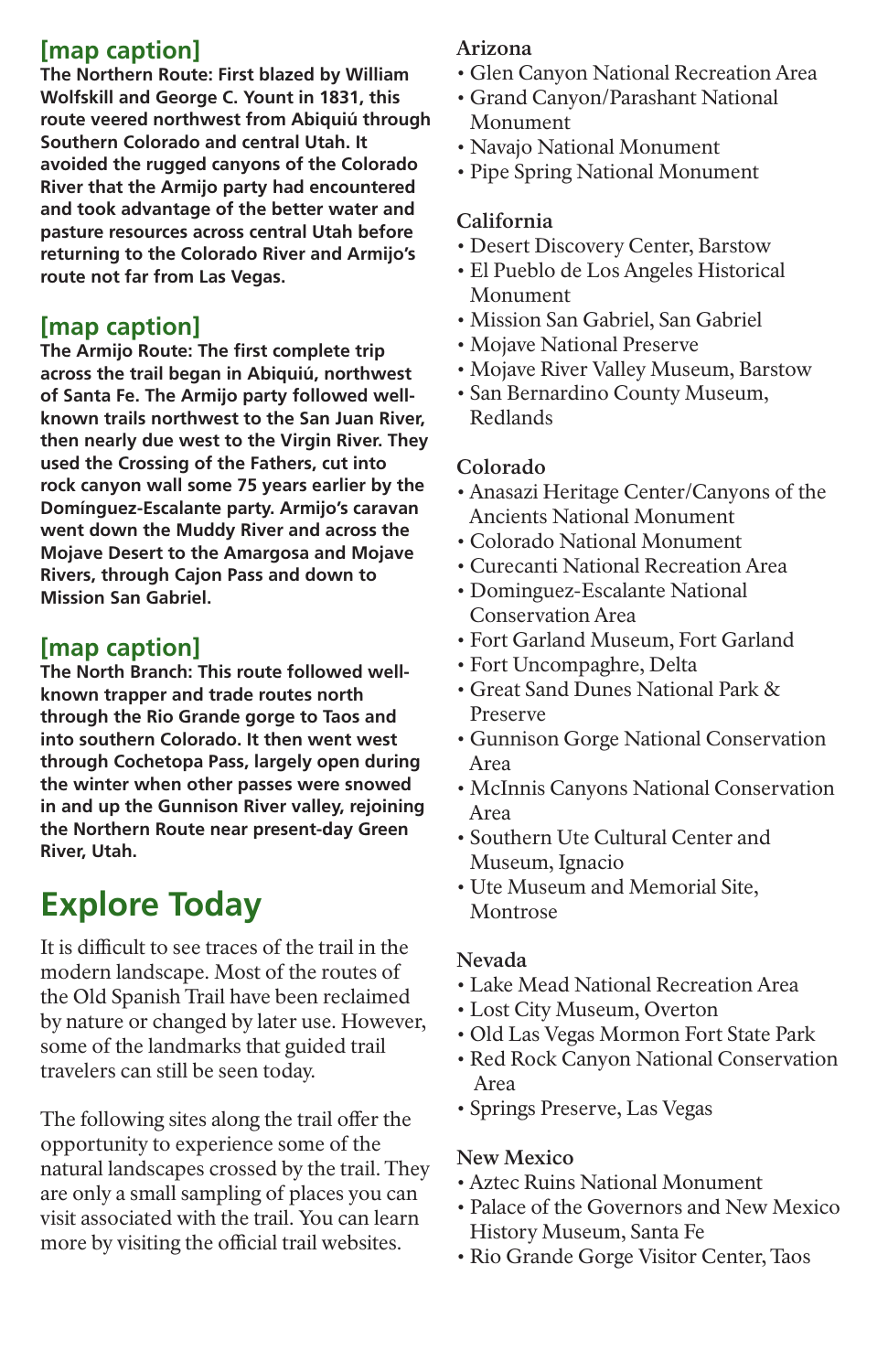### [map caption]

**The Northern Route: First blazed by William Wolfskill and George C. Yount in 1831, this route veered northwest from Abiquiú through Southern Colorado and central Utah. It avoided the rugged canyons of the Colorado River that the Armijo party had encountered and took advantage of the better water and pasture resources across central Utah before returning to the Colorado River and Armijo's route not far from Las Vegas.**

### [map caption]

**The Armijo Route: The first complete trip across the trail began in Abiquiú, northwest of Santa Fe. The Armijo party followed well-known trails northwest to the San Juan River, then nearly due west to the Virgin River. They used the Crossing of the Fathers, cut into rock canyon wall some 75 years earlier by the Domínguez-Escalante party. Armijo's caravan went down the Muddy River and across the Mojave Desert to the Amargosa and Mojave Rivers, through Cajon Pass and down to Mission San Gabriel.**

### [map caption]

**The North Branch: This route followed well-known trapper and trade routes north through the Rio Grande gorge to Taos and into southern Colorado. It then went west through Cochetopa Pass, largely open during the winter when other passes were snowed in and up the Gunnison River valley, rejoining the Northern Route near present-day Green River, Utah.**

## Explore Today

It is difficult to see traces of the trail in the modern landscape. Most of the routes of the Old Spanish Trail have been reclaimed by nature or changed by later use. However, some of the landmarks that guided trail travelers can still be seen today.

The following sites along the trail offer the opportunity to experience some of the natural landscapes crossed by the trail. They are only a small sampling of places you can visit associated with the trail. You can learn more by visiting the official trail websites.

**Arizona**

- Glen Canyon National Recreation Area
- Grand Canyon/Parashant National Monument
- Navajo National Monument
- Pipe Spring National Monument

**California**

- Desert Discovery Center, Barstow
- El Pueblo de Los Angeles Historical Monument
- Mission San Gabriel, San Gabriel
- Mojave National Preserve
- Mojave River Valley Museum, Barstow
- San Bernardino County Museum, Redlands

**Colorado**

- Anasazi Heritage Center/Canyons of the Ancients National Monument
- Colorado National Monument
- Curecanti National Recreation Area
- Dominguez-Escalante National Conservation Area
- Fort Garland Museum, Fort Garland
- Fort Uncompaghre, Delta
- Great Sand Dunes National Park & Preserve
- Gunnison Gorge National Conservation Area
- McInnis Canyons National Conservation Area
- Southern Ute Cultural Center and Museum, Ignacio
- Ute Museum and Memorial Site, Montrose

**Nevada**

- Lake Mead National Recreation Area
- Lost City Museum, Overton
- Old Las Vegas Mormon Fort State Park
- Red Rock Canyon National Conservation Area
- Springs Preserve, Las Vegas

**New Mexico**

- Aztec Ruins National Monument
- Palace of the Governors and New Mexico History Museum, Santa Fe
- Rio Grande Gorge Visitor Center, Taos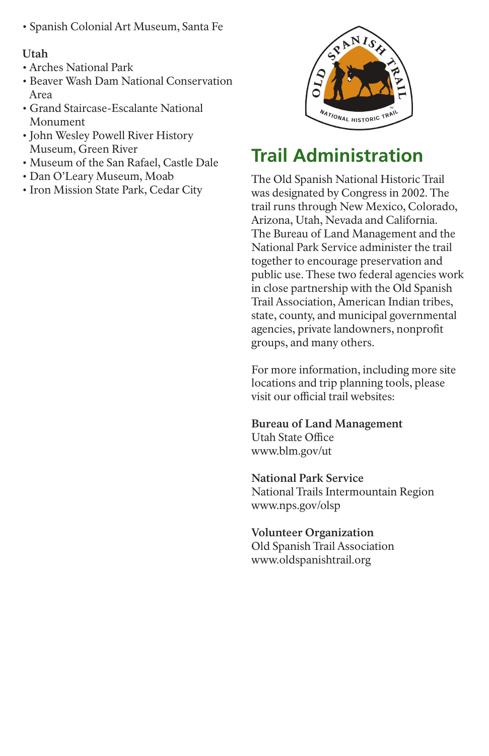- Spanish Colonial Art Museum, Santa Fe

**Utah**

- Arches National Park
- Beaver Wash Dam National Conservation Area
- Grand Staircase-Escalante National Monument
- John Wesley Powell River History Museum, Green River
- Museum of the San Rafael, Castle Dale
- Dan O'Leary Museum, Moab
- Iron Mission State Park, Cedar City

## Trail Administration

The Old Spanish National Historic Trail was designated by Congress in 2002. The trail runs through New Mexico, Colorado, Arizona, Utah, Nevada and California. The Bureau of Land Management and the National Park Service administer the trail together to encourage preservation and public use. These two federal agencies work in close partnership with the Old Spanish Trail Association, American Indian tribes, state, county, and municipal governmental agencies, private landowners, nonprofit groups, and many others.

For more information, including more site locations and trip planning tools, please visit our official trail websites:

**Bureau of Land Management**
Utah State Office
www.blm.gov/ut

**National Park Service**
National Trails Intermountain Region
www.nps.gov/olsp

**Volunteer Organization**
Old Spanish Trail Association
www.oldspanishtrail.org